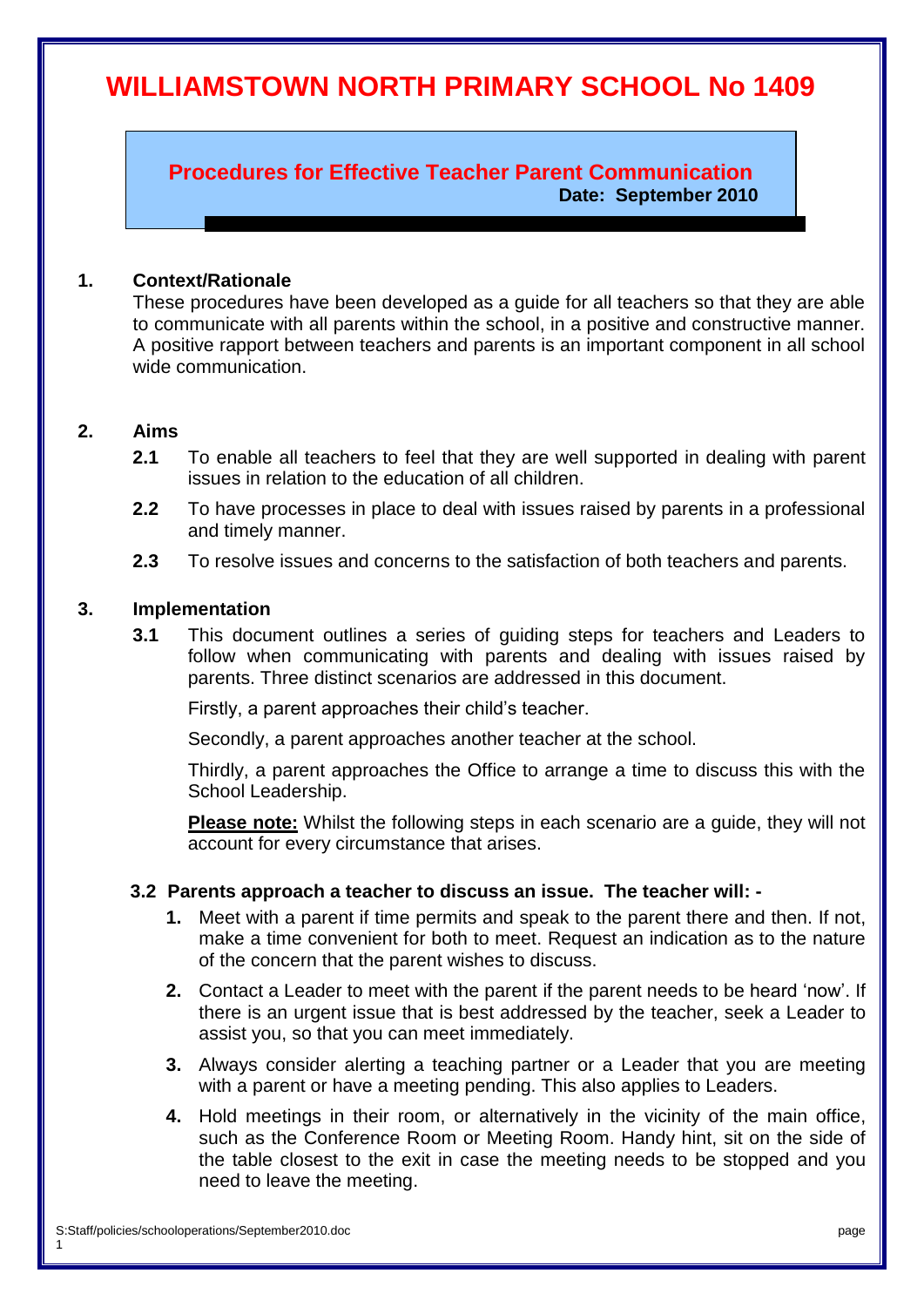# WILLIAMSTOWN NORTH PRIMARY SCHOOL No 1409

## Procedures for Effective Teacher Parent Communication

**Date: September 2010**

### 1. Context/Rationale

These procedures have been developed as a guide for all teachers so that they are able to communicate with all parents within the school, in a positive and constructive manner. A positive rapport between teachers and parents is an important component in all school wide communication.

### 2. Aims

**2.1** To enable all teachers to feel that they are well supported in dealing with parent issues in relation to the education of all children.

**2.2** To have processes in place to deal with issues raised by parents in a professional and timely manner.

**2.3** To resolve issues and concerns to the satisfaction of both teachers and parents.

### 3. Implementation

**3.1** This document outlines a series of guiding steps for teachers and Leaders to follow when communicating with parents and dealing with issues raised by parents. Three distinct scenarios are addressed in this document.

Firstly, a parent approaches their child's teacher.

Secondly, a parent approaches another teacher at the school.

Thirdly, a parent approaches the Office to arrange a time to discuss this with the School Leadership.

**<u>Please note:</u>** Whilst the following steps in each scenario are a guide, they will not account for every circumstance that arises.

**3.2 Parents approach a teacher to discuss an issue. The teacher will: -**

1. Meet with a parent if time permits and speak to the parent there and then. If not, make a time convenient for both to meet. Request an indication as to the nature of the concern that the parent wishes to discuss.
2. Contact a Leader to meet with the parent if the parent needs to be heard 'now'. If there is an urgent issue that is best addressed by the teacher, seek a Leader to assist you, so that you can meet immediately.
3. Always consider alerting a teaching partner or a Leader that you are meeting with a parent or have a meeting pending. This also applies to Leaders.
4. Hold meetings in their room, or alternatively in the vicinity of the main office, such as the Conference Room or Meeting Room. Handy hint, sit on the side of the table closest to the exit in case the meeting needs to be stopped and you need to leave the meeting.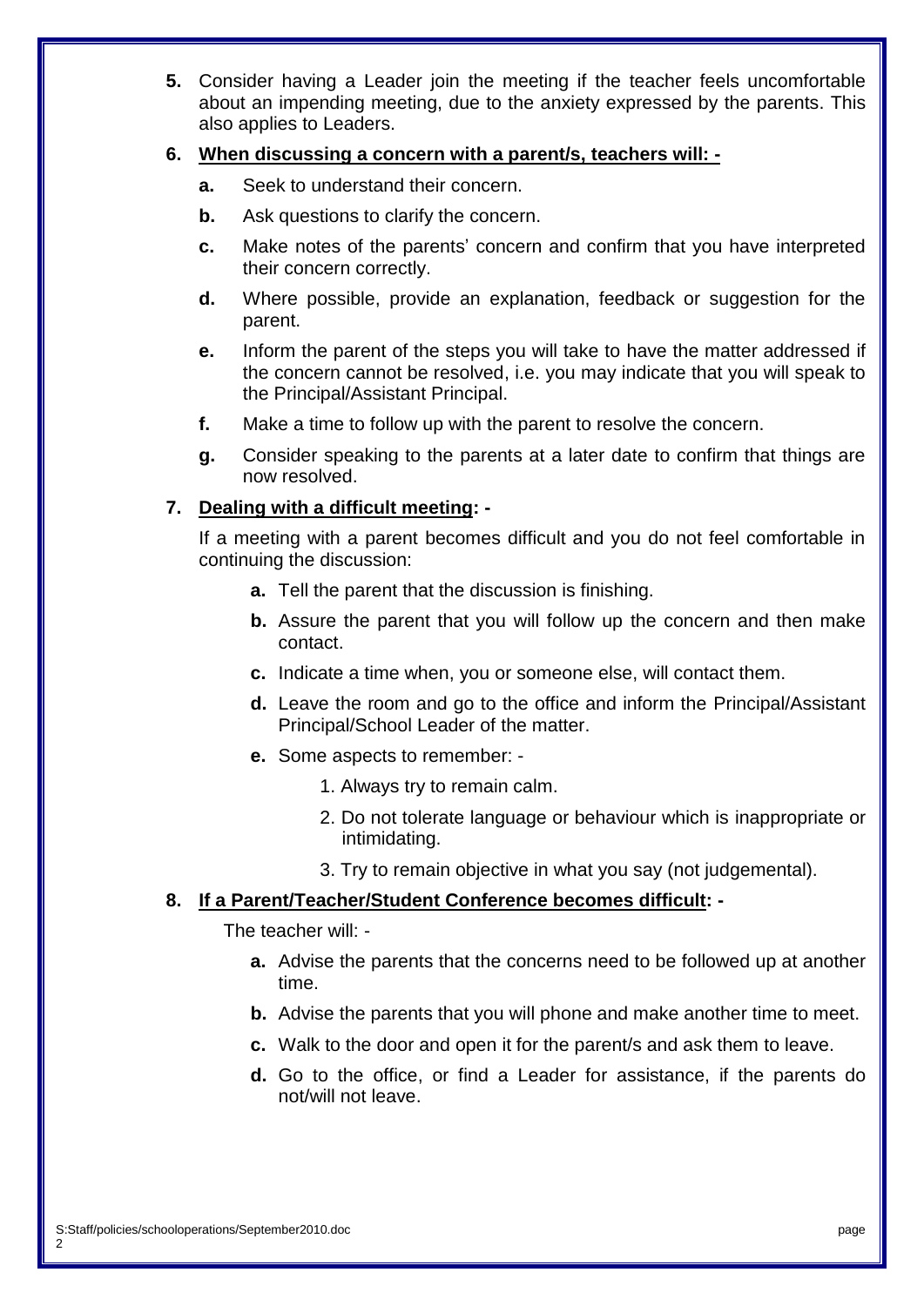5. Consider having a Leader join the meeting if the teacher feels uncomfortable about an impending meeting, due to the anxiety expressed by the parents. This also applies to Leaders.

6. **<u>When discussing a concern with a parent/s, teachers will: -</u>**

   a. Seek to understand their concern.

   b. Ask questions to clarify the concern.

   c. Make notes of the parents' concern and confirm that you have interpreted their concern correctly.

   d. Where possible, provide an explanation, feedback or suggestion for the parent.

   e. Inform the parent of the steps you will take to have the matter addressed if the concern cannot be resolved, i.e. you may indicate that you will speak to the Principal/Assistant Principal.

   f. Make a time to follow up with the parent to resolve the concern.

   g. Consider speaking to the parents at a later date to confirm that things are now resolved.

7. **<u>Dealing with a difficult meeting</u>: -**

   If a meeting with a parent becomes difficult and you do not feel comfortable in continuing the discussion:

   a. Tell the parent that the discussion is finishing.

   b. Assure the parent that you will follow up the concern and then make contact.

   c. Indicate a time when, you or someone else, will contact them.

   d. Leave the room and go to the office and inform the Principal/Assistant Principal/School Leader of the matter.

   e. Some aspects to remember: -

      1. Always try to remain calm.

      2. Do not tolerate language or behaviour which is inappropriate or intimidating.

      3. Try to remain objective in what you say (not judgemental).

8. **<u>If a Parent/Teacher/Student Conference becomes difficult</u>: -**

   The teacher will: -

   a. Advise the parents that the concerns need to be followed up at another time.

   b. Advise the parents that you will phone and make another time to meet.

   c. Walk to the door and open it for the parent/s and ask them to leave.

   d. Go to the office, or find a Leader for assistance, if the parents do not/will not leave.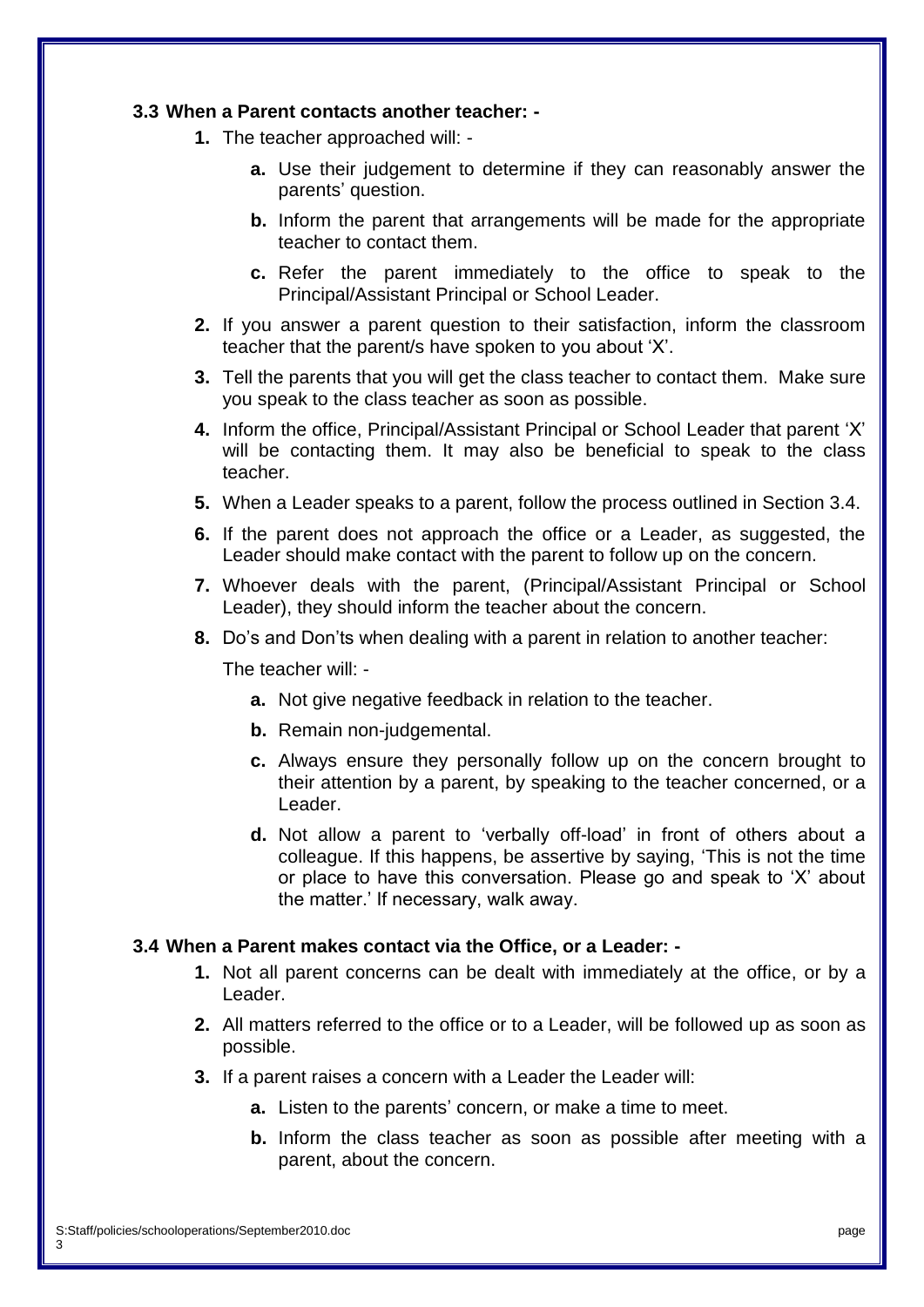### 3.3 When a Parent contacts another teacher: -

1. The teacher approached will: -
    a. Use their judgement to determine if they can reasonably answer the parents' question.
    b. Inform the parent that arrangements will be made for the appropriate teacher to contact them.
    c. Refer the parent immediately to the office to speak to the Principal/Assistant Principal or School Leader.
2. If you answer a parent question to their satisfaction, inform the classroom teacher that the parent/s have spoken to you about 'X'.
3. Tell the parents that you will get the class teacher to contact them. Make sure you speak to the class teacher as soon as possible.
4. Inform the office, Principal/Assistant Principal or School Leader that parent 'X' will be contacting them. It may also be beneficial to speak to the class teacher.
5. When a Leader speaks to a parent, follow the process outlined in Section 3.4.
6. If the parent does not approach the office or a Leader, as suggested, the Leader should make contact with the parent to follow up on the concern.
7. Whoever deals with the parent, (Principal/Assistant Principal or School Leader), they should inform the teacher about the concern.
8. Do's and Don'ts when dealing with a parent in relation to another teacher:

    The teacher will: -

    a. Not give negative feedback in relation to the teacher.
    b. Remain non-judgemental.
    c. Always ensure they personally follow up on the concern brought to their attention by a parent, by speaking to the teacher concerned, or a Leader.
    d. Not allow a parent to 'verbally off-load' in front of others about a colleague. If this happens, be assertive by saying, 'This is not the time or place to have this conversation. Please go and speak to 'X' about the matter.' If necessary, walk away.

### 3.4 When a Parent makes contact via the Office, or a Leader: -

1. Not all parent concerns can be dealt with immediately at the office, or by a Leader.
2. All matters referred to the office or to a Leader, will be followed up as soon as possible.
3. If a parent raises a concern with a Leader the Leader will:
    a. Listen to the parents' concern, or make a time to meet.
    b. Inform the class teacher as soon as possible after meeting with a parent, about the concern.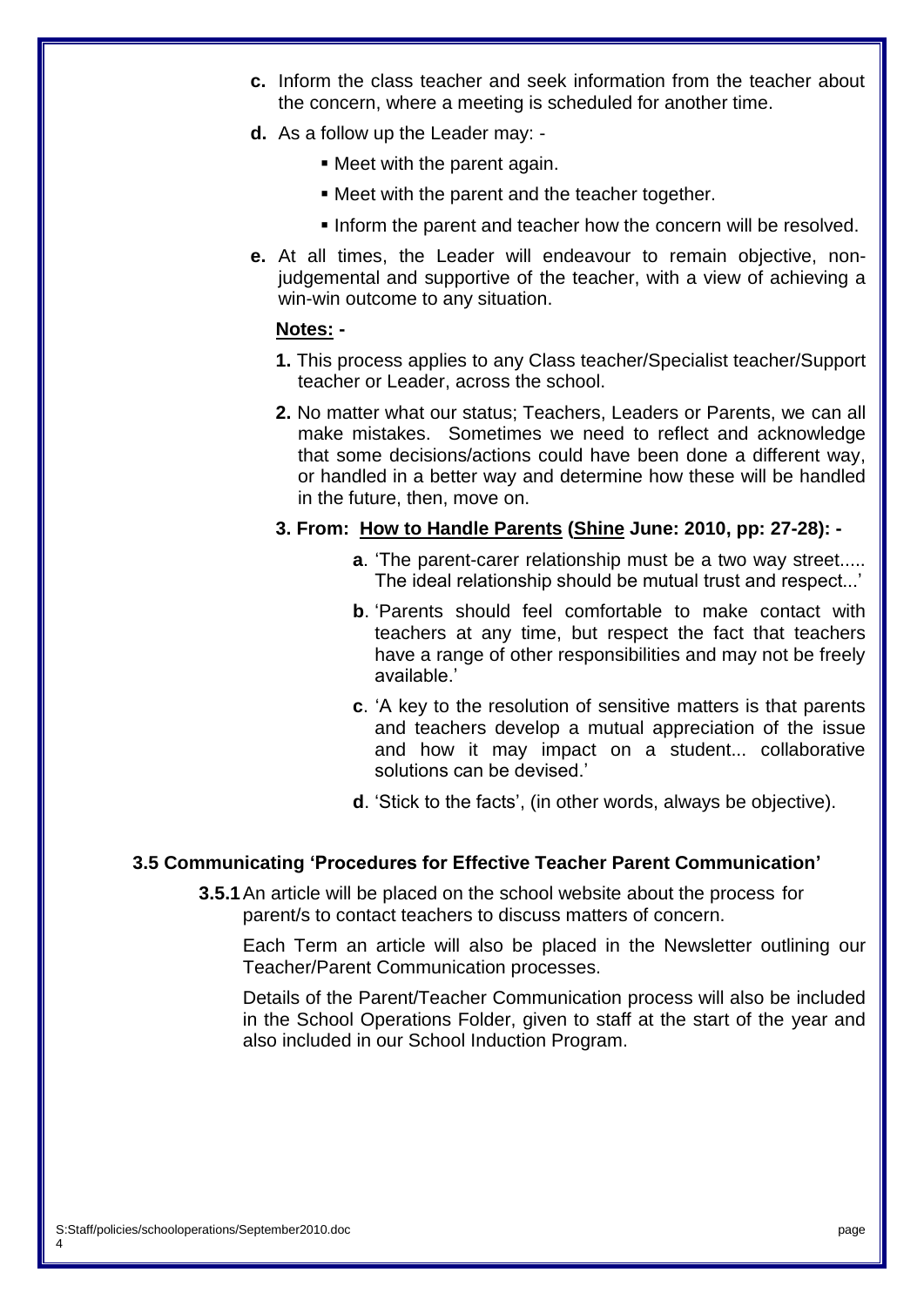c. Inform the class teacher and seek information from the teacher about the concern, where a meeting is scheduled for another time.

d. As a follow up the Leader may: -

- Meet with the parent again.
- Meet with the parent and the teacher together.
- Inform the parent and teacher how the concern will be resolved.

e. At all times, the Leader will endeavour to remain objective, non-judgemental and supportive of the teacher, with a view of achieving a win-win outcome to any situation.

**Notes: -**

1. This process applies to any Class teacher/Specialist teacher/Support teacher or Leader, across the school.
2. No matter what our status; Teachers, Leaders or Parents, we can all make mistakes. Sometimes we need to reflect and acknowledge that some decisions/actions could have been done a different way, or handled in a better way and determine how these will be handled in the future, then, move on.
3. **From: How to Handle Parents (Shine June: 2010, pp: 27-28): -**

   **a**. 'The parent-carer relationship must be a two way street..... The ideal relationship should be mutual trust and respect...'

   **b**. 'Parents should feel comfortable to make contact with teachers at any time, but respect the fact that teachers have a range of other responsibilities and may not be freely available.'

   **c**. 'A key to the resolution of sensitive matters is that parents and teachers develop a mutual appreciation of the issue and how it may impact on a student... collaborative solutions can be devised.'

   **d**. 'Stick to the facts', (in other words, always be objective).

### 3.5 Communicating 'Procedures for Effective Teacher Parent Communication'

**3.5.1** An article will be placed on the school website about the process for parent/s to contact teachers to discuss matters of concern.

Each Term an article will also be placed in the Newsletter outlining our Teacher/Parent Communication processes.

Details of the Parent/Teacher Communication process will also be included in the School Operations Folder, given to staff at the start of the year and also included in our School Induction Program.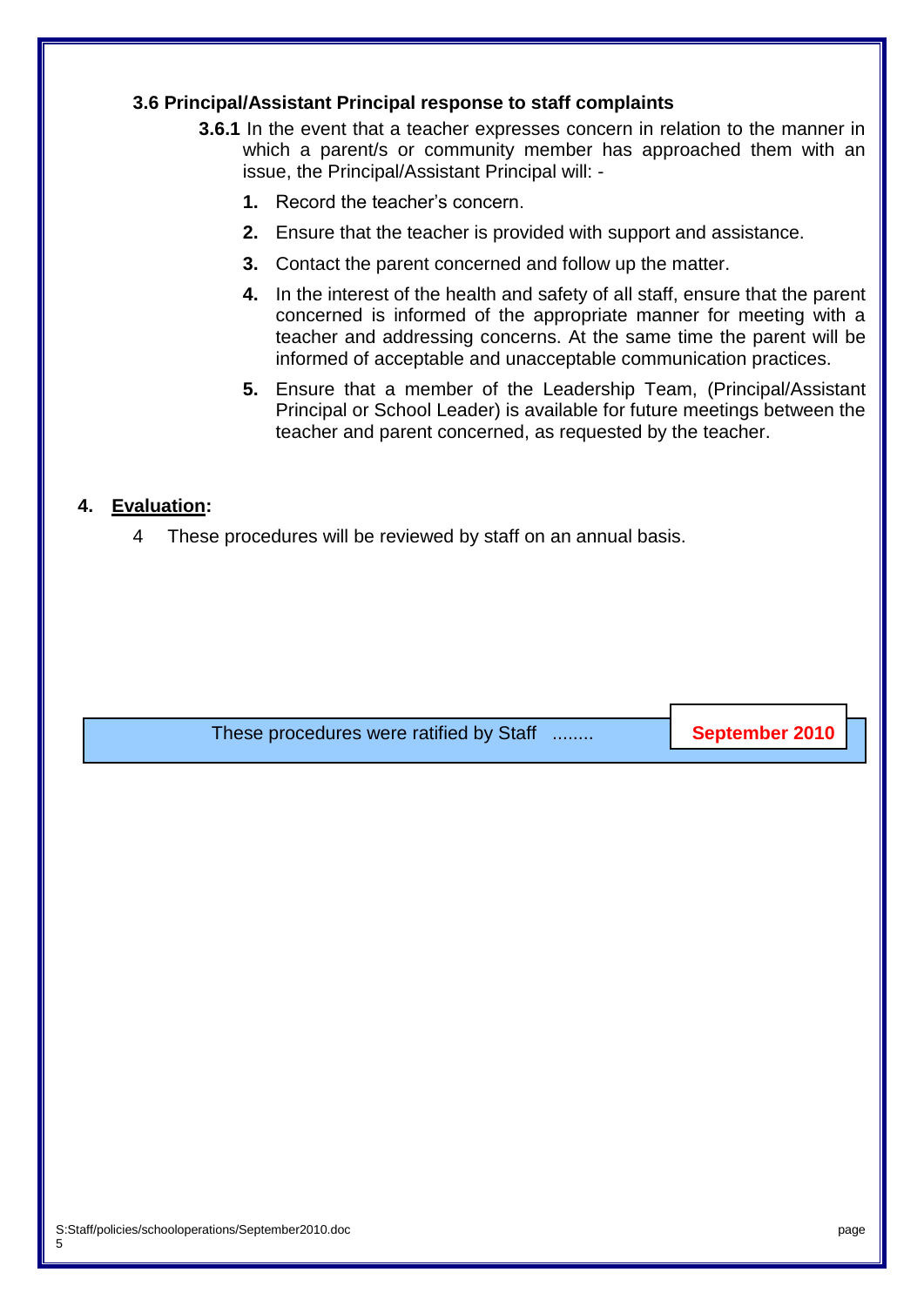### 3.6 Principal/Assistant Principal response to staff complaints

**3.6.1** In the event that a teacher expresses concern in relation to the manner in which a parent/s or community member has approached them with an issue, the Principal/Assistant Principal will: -

1. Record the teacher's concern.
2. Ensure that the teacher is provided with support and assistance.
3. Contact the parent concerned and follow up the matter.
4. In the interest of the health and safety of all staff, ensure that the parent concerned is informed of the appropriate manner for meeting with a teacher and addressing concerns. At the same time the parent will be informed of acceptable and unacceptable communication practices.
5. Ensure that a member of the Leadership Team, (Principal/Assistant Principal or School Leader) is available for future meetings between the teacher and parent concerned, as requested by the teacher.

## 4. Evaluation:

4 These procedures will be reviewed by staff on an annual basis.

These procedures were ratified by Staff ........ **September 2010**